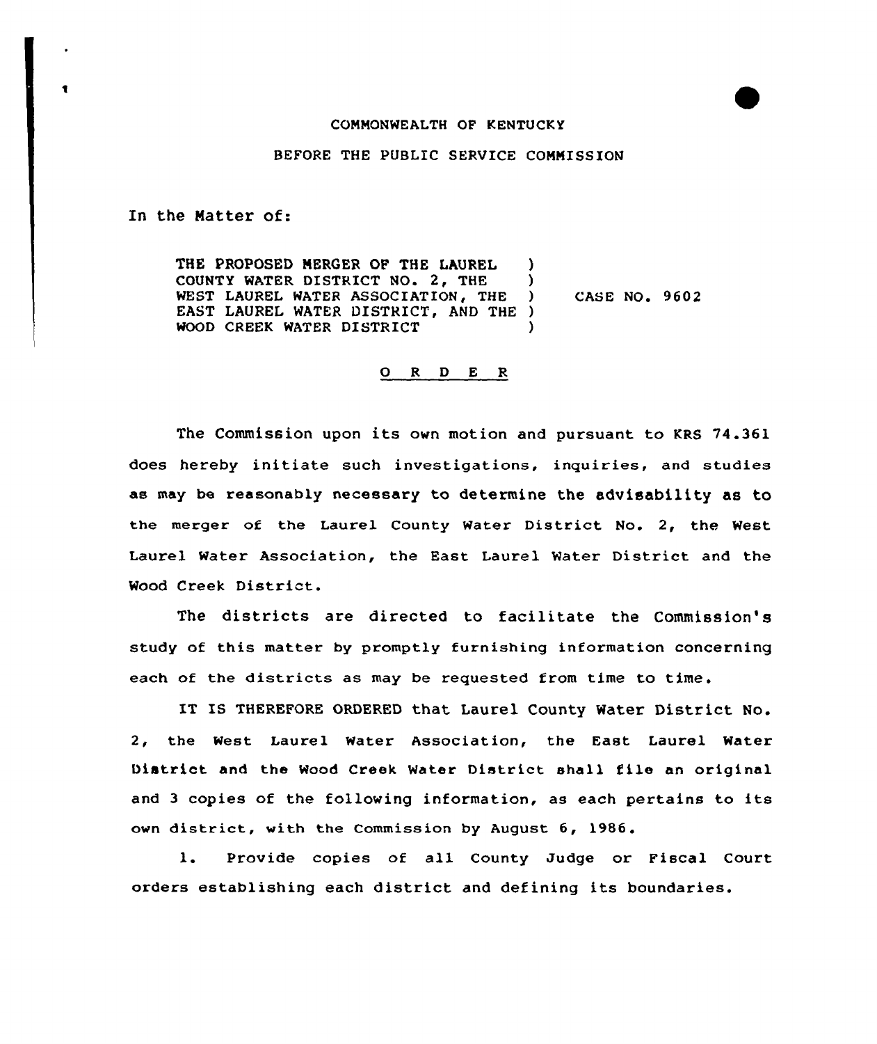COMMONWEALTH OF KENTUCKY

BEFORE THE PUBLIC SERVICE COMMISSION

In the Matter of:

THE PROPOSED MERGER OF THE LAUREL COUNTY WATER DISTRICT NO. 2, THE WEST LAUREL WATER ASSOCIATION, THE EAST LAUREL WATER DISTRICT, AND THE WOOD CREEK WATER DISTRICT ) CASE NO. 9602

O R D E R

The Commission upon its own motion and pursuant to KRS 74.361 does hereby initiate such investigations, inquiries, and studies as may be reasonably necessary to determine the advisability as to the merger of the Laurel County Water District No. 2, the West Laurel Water Association, the East Laurel Water District and the Wood Creek District.

The districts are directed to facilitate the Commission's study of this matter by promptly furnishing information concerning each of the districts as may be requested from time to time.

IT IS THEREFORE ORDERED that Laurel County Water District No. 2, the West Laurel Water Association, the East Laurel Water District and the Wood Creek Water District shall file an original and 3 copies of the following information, as each pertains to its own district, with the Commission by August 6, 1986.

1. Provide copies of all County Judge or Fiscal Court orders establishing each district and defining its boundaries.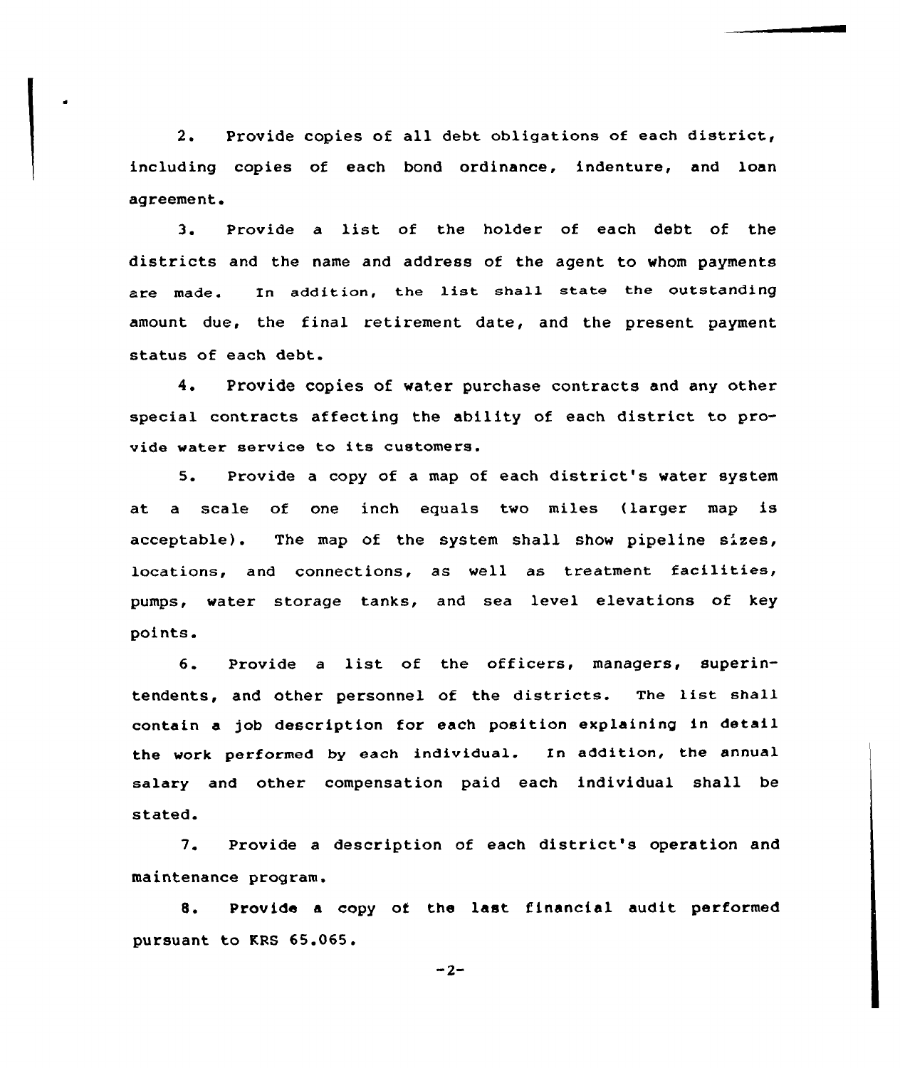2. Provide copies of all debt obligations of each district, including copies of each bond ordinance, indenture, and loan agreement.

3. Provide a list of the holder of each debt of the districts and the name and address of the agent to whom payments are made. In addition, the list shall state the outstanding amount due, the final retirement date, and the present payment status of each debt.

4. Provide copies of water purchase contracts and any other special contracts affecting the ability of each district to provide water service to its customers.

5. Provide a copy of a map of each district's water system at a scale of one inch equals two miles (larger map is acceptable). The map of the system shall show pipeline sizes, locations, and connections, as well as treatment facilities, pumps, water storage tanks, and sea level elevations of key points.

6. Provide a list of the officers, managers, superintendents, and other personnel of the districts. The list shall contain a job description for each position explaining in detail the work performed by each individual. In addition, the annual salary and other compensation paid each individual shall be stated.

7. Provide a description of each district's operation and maintenance program.

8. Provide a copy of the last financial audit performed pursuant to KRS 65.065.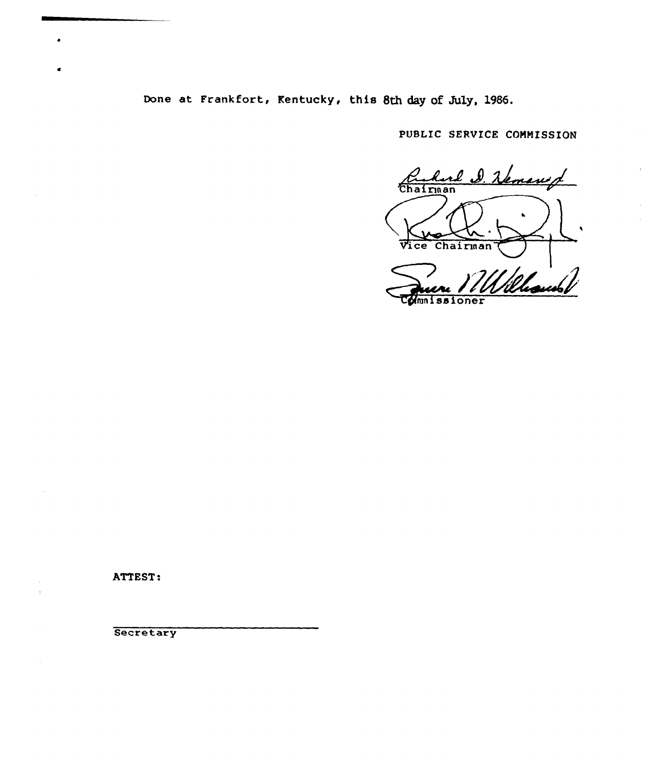Done at Frankfort, Kentucky, this 8th day of July, 1986.

PUBLIC SERVICE COMMISSION

Chairman

Vice Chairman

Commissioner

ATTEST:

Secretary